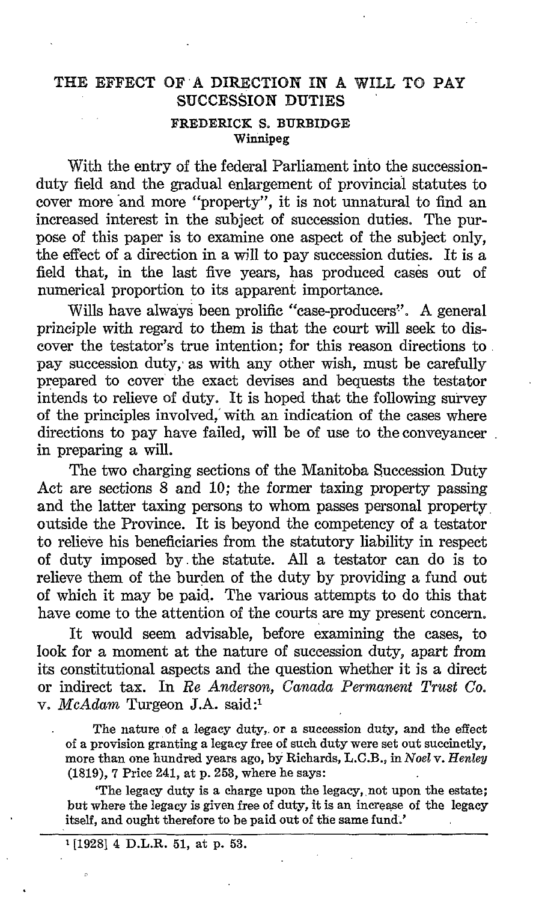# THE EFFECT OF A DIRECTION IN A WILL TO PAY SUCCESSION DUTIES

**FREDERICK S. BURBIDGE**
Winnipeg

With the entry of the federal Parliament into the succession-duty field and the gradual enlargement of provincial statutes to cover more and more "property", it is not unnatural to find an increased interest in the subject of succession duties. The purpose of this paper is to examine one aspect of the subject only, the effect of a direction in a will to pay succession duties. It is a field that, in the last five years, has produced cases out of numerical proportion to its apparent importance.

Wills have always been prolific "case-producers". A general principle with regard to them is that the court will seek to discover the testator's true intention; for this reason directions to pay succession duty, as with any other wish, must be carefully prepared to cover the exact devises and bequests the testator intends to relieve of duty. It is hoped that the following survey of the principles involved, with an indication of the cases where directions to pay have failed, will be of use to the conveyancer in preparing a will.

The two charging sections of the Manitoba Succession Duty Act are sections 8 and 10; the former taxing property passing and the latter taxing persons to whom passes personal property outside the Province. It is beyond the competency of a testator to relieve his beneficiaries from the statutory liability in respect of duty imposed by the statute. All a testator can do is to relieve them of the burden of the duty by providing a fund out of which it may be paid. The various attempts to do this that have come to the attention of the courts are my present concern.

It would seem advisable, before examining the cases, to look for a moment at the nature of succession duty, apart from its constitutional aspects and the question whether it is a direct or indirect tax. In *Re Anderson, Canada Permanent Trust Co.* v. *McAdam* Turgeon J.A. said:[1]

> The nature of a legacy duty, or a succession duty, and the effect of a provision granting a legacy free of such duty were set out succinctly, more than one hundred years ago, by Richards, L.C.B., in *Noel* v. *Henley* (1819), 7 Price 241, at p. 253, where he says:
>
> 'The legacy duty is a charge upon the legacy, not upon the estate; but where the legacy is given free of duty, it is an increase of the legacy itself, and ought therefore to be paid out of the same fund.'

[1] [1928] 4 D.L.R. 51, at p. 53.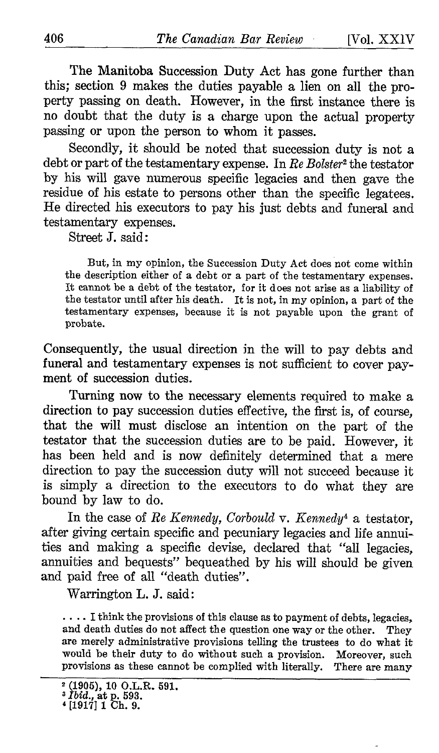The Manitoba Succession Duty Act has gone further than this; section 9 makes the duties payable a lien on all the property passing on death. However, in the first instance there is no doubt that the duty is a charge upon the actual property passing or upon the person to whom it passes.

Secondly, it should be noted that succession duty is not a debt or part of the testamentary expense. In *Re Bolster*[2] the testator by his will gave numerous specific legacies and then gave the residue of his estate to persons other than the specific legatees. He directed his executors to pay his just debts and funeral and testamentary expenses.

Street J. said:

> But, in my opinion, the Succession Duty Act does not come within the description either of a debt or a part of the testamentary expenses. It cannot be a debt of the testator, for it does not arise as a liability of the testator until after his death. It is not, in my opinion, a part of the testamentary expenses, because it is not payable upon the grant of probate.

Consequently, the usual direction in the will to pay debts and funeral and testamentary expenses is not sufficient to cover payment of succession duties.

Turning now to the necessary elements required to make a direction to pay succession duties effective, the first is, of course, that the will must disclose an intention on the part of the testator that the succession duties are to be paid. However, it has been held and is now definitely determined that a mere direction to pay the succession duty will not succeed because it is simply a direction to the executors to do what they are bound by law to do.

In the case of *Re Kennedy, Corbould* v. *Kennedy*[4] a testator, after giving certain specific and pecuniary legacies and life annuities and making a specific devise, declared that "all legacies, annuities and bequests" bequeathed by his will should be given and paid free of all "death duties".

Warrington L. J. said:

> . . . . I think the provisions of this clause as to payment of debts, legacies, and death duties do not affect the question one way or the other. They are merely administrative provisions telling the trustees to do what it would be their duty to do without such a provision. Moreover, such provisions as these cannot be complied with literally. There are many

[2] (1905), 10 O.L.R. 591.
[3] *Ibid.*, at p. 593.
[4] [1917] 1 Ch. 9.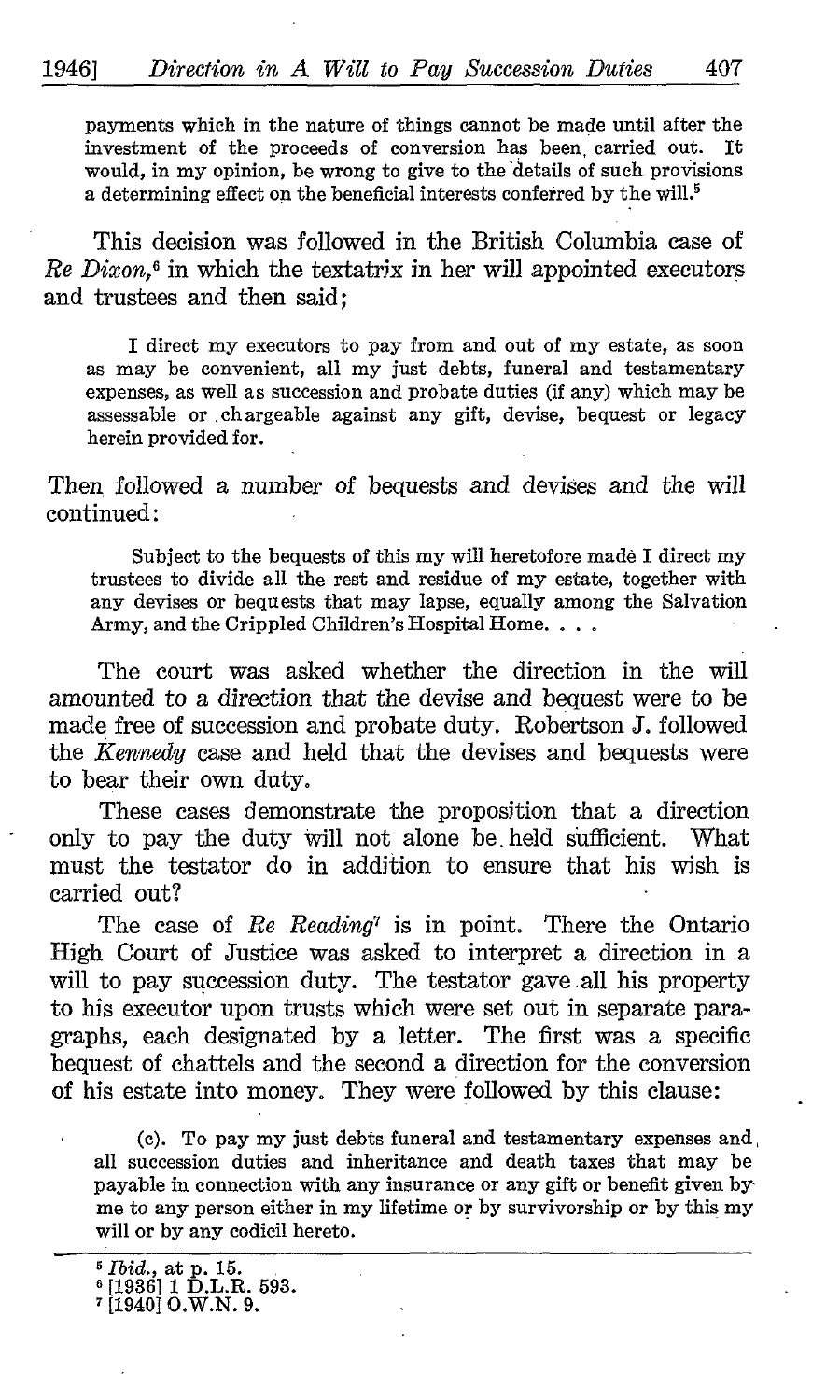> payments which in the nature of things cannot be made until after the investment of the proceeds of conversion has been carried out. It would, in my opinion, be wrong to give to the details of such provisions a determining effect on the beneficial interests conferred by the will.[5]

This decision was followed in the British Columbia case of *Re Dixon*,[6] in which the textatrix in her will appointed executors and trustees and then said;

> I direct my executors to pay from and out of my estate, as soon as may be convenient, all my just debts, funeral and testamentary expenses, as well as succession and probate duties (if any) which may be assessable or chargeable against any gift, devise, bequest or legacy herein provided for.

Then followed a number of bequests and devises and the will continued:

> Subject to the bequests of this my will heretofore made I direct my trustees to divide all the rest and residue of my estate, together with any devises or bequests that may lapse, equally among the Salvation Army, and the Crippled Children's Hospital Home. . . .

The court was asked whether the direction in the will amounted to a direction that the devise and bequest were to be made free of succession and probate duty. Robertson J. followed the *Kennedy* case and held that the devises and bequests were to bear their own duty.

These cases demonstrate the proposition that a direction only to pay the duty will not alone be held sufficient. What must the testator do in addition to ensure that his wish is carried out?

The case of *Re Reading*[7] is in point. There the Ontario High Court of Justice was asked to interpret a direction in a will to pay succession duty. The testator gave all his property to his executor upon trusts which were set out in separate paragraphs, each designated by a letter. The first was a specific bequest of chattels and the second a direction for the conversion of his estate into money. They were followed by this clause:

> (c). To pay my just debts funeral and testamentary expenses and all succession duties and inheritance and death taxes that may be payable in connection with any insurance or any gift or benefit given by me to any person either in my lifetime or by survivorship or by this my will or by any codicil hereto.

---

[5] *Ibid.*, at p. 15.

[6] [1936] 1 D.L.R. 593.

[7] [1940] O.W.N. 9.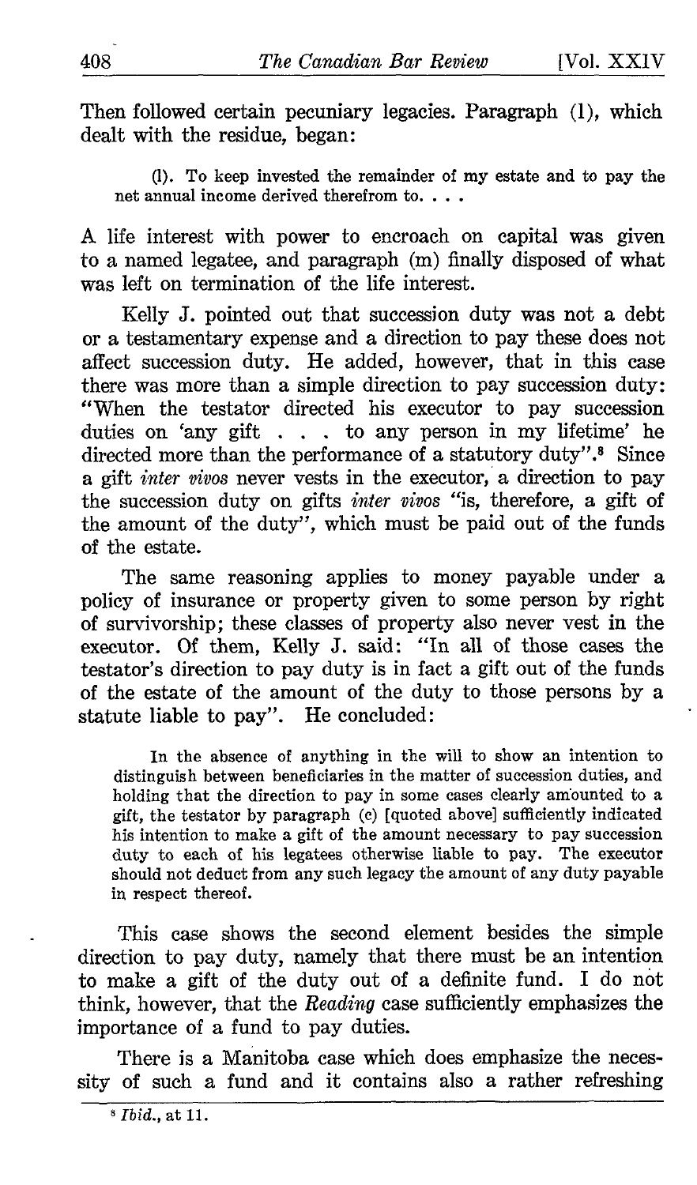Then followed certain pecuniary legacies. Paragraph (l), which dealt with the residue, began:

> (l). To keep invested the remainder of my estate and to pay the net annual income derived therefrom to. . . .

A life interest with power to encroach on capital was given to a named legatee, and paragraph (m) finally disposed of what was left on termination of the life interest.

Kelly J. pointed out that succession duty was not a debt or a testamentary expense and a direction to pay these does not affect succession duty. He added, however, that in this case there was more than a simple direction to pay succession duty: "When the testator directed his executor to pay succession duties on 'any gift . . . to any person in my lifetime' he directed more than the performance of a statutory duty".[8] Since a gift *inter vivos* never vests in the executor, a direction to pay the succession duty on gifts *inter vivos* "is, therefore, a gift of the amount of the duty", which must be paid out of the funds of the estate.

The same reasoning applies to money payable under a policy of insurance or property given to some person by right of survivorship; these classes of property also never vest in the executor. Of them, Kelly J. said: "In all of those cases the testator's direction to pay duty is in fact a gift out of the funds of the estate of the amount of the duty to those persons by a statute liable to pay". He concluded:

> In the absence of anything in the will to show an intention to distinguish between beneficiaries in the matter of succession duties, and holding that the direction to pay in some cases clearly amounted to a gift, the testator by paragraph (c) [quoted above] sufficiently indicated his intention to make a gift of the amount necessary to pay succession duty to each of his legatees otherwise liable to pay. The executor should not deduct from any such legacy the amount of any duty payable in respect thereof.

This case shows the second element besides the simple direction to pay duty, namely that there must be an intention to make a gift of the duty out of a definite fund. I do not think, however, that the *Reading* case sufficiently emphasizes the importance of a fund to pay duties.

There is a Manitoba case which does emphasize the necessity of such a fund and it contains also a rather refreshing

---

[8] *Ibid.*, at 11.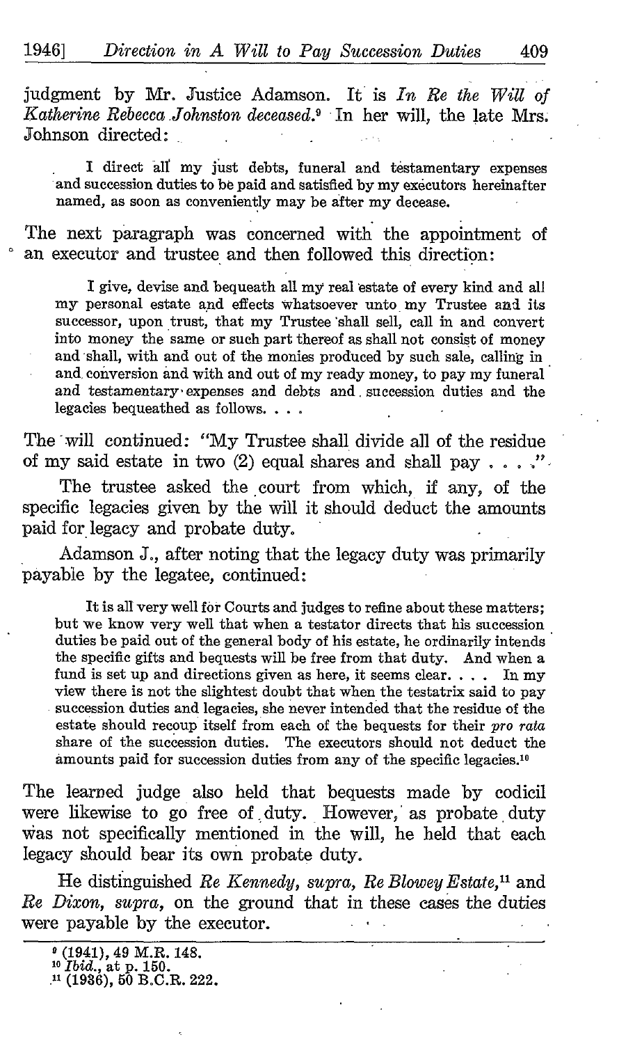judgment by Mr. Justice Adamson. It is *In Re the Will of Katherine Rebecca Johnston deceased.*[9] In her will, the late Mrs. Johnson directed:

> I direct all my just debts, funeral and testamentary expenses and succession duties to be paid and satisfied by my executors hereinafter named, as soon as conveniently may be after my decease.

The next paragraph was concerned with the appointment of an executor and trustee and then followed this direction:

> I give, devise and bequeath all my real estate of every kind and all my personal estate and effects whatsoever unto my Trustee and its successor, upon trust, that my Trustee shall sell, call in and convert into money the same or such part thereof as shall not consist of money and shall, with and out of the monies produced by such sale, calling in and conversion and with and out of my ready money, to pay my funeral and testamentary expenses and debts and succession duties and the legacies bequeathed as follows. . . .

The will continued: "My Trustee shall divide all of the residue of my said estate in two (2) equal shares and shall pay . . . ."

The trustee asked the court from which, if any, of the specific legacies given by the will it should deduct the amounts paid for legacy and probate duty.

Adamson J., after noting that the legacy duty was primarily payable by the legatee, continued:

> It is all very well for Courts and judges to refine about these matters; but we know very well that when a testator directs that his succession duties be paid out of the general body of his estate, he ordinarily intends the specific gifts and bequests will be free from that duty. And when a fund is set up and directions given as here, it seems clear. . . . In my view there is not the slightest doubt that when the testatrix said to pay succession duties and legacies, she never intended that the residue of the estate should recoup itself from each of the bequests for their *pro rata* share of the succession duties. The executors should not deduct the amounts paid for succession duties from any of the specific legacies.[10]

The learned judge also held that bequests made by codicil were likewise to go free of duty. However, as probate duty was not specifically mentioned in the will, he held that each legacy should bear its own probate duty.

He distinguished *Re Kennedy, supra*, *Re Blowey Estate*,[11] and *Re Dixon, supra*, on the ground that in these cases the duties were payable by the executor.

---

[9] (1941), 49 M.R. 148.
[10] *Ibid.*, at p. 150.
[11] (1936), 50 B.C.R. 222.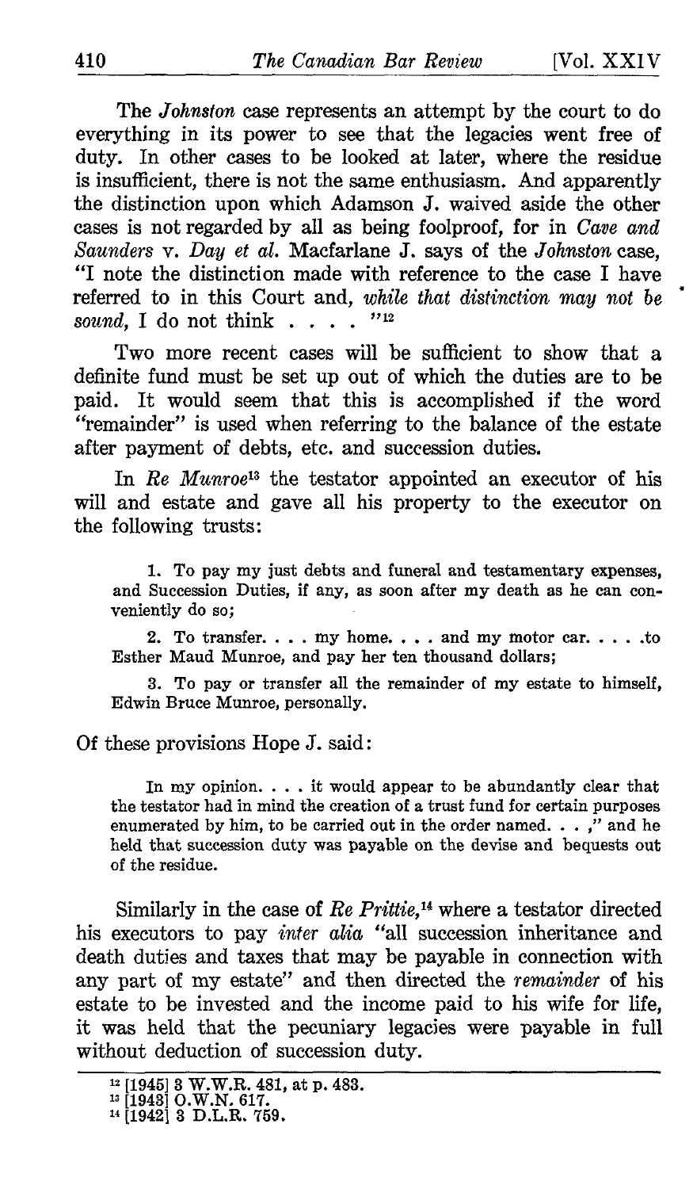The *Johnston* case represents an attempt by the court to do everything in its power to see that the legacies went free of duty. In other cases to be looked at later, where the residue is insufficient, there is not the same enthusiasm. And apparently the distinction upon which Adamson J. waived aside the other cases is not regarded by all as being foolproof, for in *Cave and Saunders* v. *Day et al.* Macfarlane J. says of the *Johnston* case, "I note the distinction made with reference to the case I have referred to in this Court and, *while that distinction may not be sound*, I do not think . . . . "[12]

Two more recent cases will be sufficient to show that a definite fund must be set up out of which the duties are to be paid. It would seem that this is accomplished if the word "remainder" is used when referring to the balance of the estate after payment of debts, etc. and succession duties.

In *Re Munroe*[13] the testator appointed an executor of his will and estate and gave all his property to the executor on the following trusts:

> 1. To pay my just debts and funeral and testamentary expenses, and Succession Duties, if any, as soon after my death as he can conveniently do so;
>
> 2. To transfer. . . . my home. . . . and my motor car. . . . .to Esther Maud Munroe, and pay her ten thousand dollars;
>
> 3. To pay or transfer all the remainder of my estate to himself, Edwin Bruce Munroe, personally.

Of these provisions Hope J. said:

> In my opinion. . . . it would appear to be abundantly clear that the testator had in mind the creation of a trust fund for certain purposes enumerated by him, to be carried out in the order named. . . ," and he held that succession duty was payable on the devise and bequests out of the residue.

Similarly in the case of *Re Prittie*,[14] where a testator directed his executors to pay *inter alia* "all succession inheritance and death duties and taxes that may be payable in connection with any part of my estate" and then directed the *remainder* of his estate to be invested and the income paid to his wife for life, it was held that the pecuniary legacies were payable in full without deduction of succession duty.

---

[12] [1945] 3 W.W.R. 481, at p. 483.

[13] [1943] O.W.N. 617.

[14] [1942] 3 D.L.R. 759.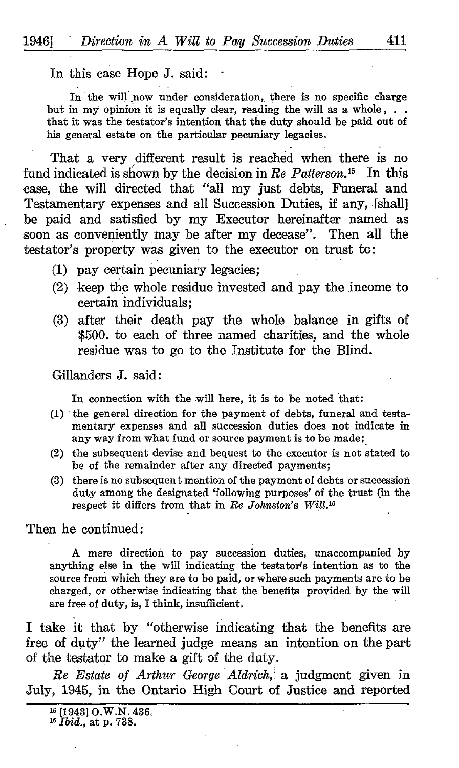In this case Hope J. said:

> In the will now under consideration, there is no specific charge but in my opinion it is equally clear, reading the will as a whole, . . that it was the testator's intention that the duty should be paid out of his general estate on the particular pecuniary legacies.

That a very different result is reached when there is no fund indicated is shown by the decision in *Re Patterson*.[15] In this case, the will directed that "all my just debts, Funeral and Testamentary expenses and all Succession Duties, if any, [shall] be paid and satisfied by my Executor hereinafter named as soon as conveniently may be after my decease". Then all the testator's property was given to the executor on trust to:

(1) pay certain pecuniary legacies;
(2) keep the whole residue invested and pay the income to certain individuals;
(3) after their death pay the whole balance in gifts of $500. to each of three named charities, and the whole residue was to go to the Institute for the Blind.

Gillanders J. said:

> In connection with the will here, it is to be noted that:
>
> (1) the general direction for the payment of debts, funeral and testamentary expenses and all succession duties does not indicate in any way from what fund or source payment is to be made;
> (2) the subsequent devise and bequest to the executor is not stated to be of the remainder after any directed payments;
> (3) there is no subsequent mention of the payment of debts or succession duty among the designated 'following purposes' of the trust (in the respect it differs from that in *Re Johnston's Will*.[16]

Then he continued:

> A mere direction to pay succession duties, unaccompanied by anything else in the will indicating the testator's intention as to the source from which they are to be paid, or where such payments are to be charged, or otherwise indicating that the benefits provided by the will are free of duty, is, I think, insufficient.

I take it that by "otherwise indicating that the benefits are free of duty" the learned judge means an intention on the part of the testator to make a gift of the duty.

*Re Estate of Arthur George Aldrich*, a judgment given in July, 1945, in the Ontario High Court of Justice and reported

---

[15] [1943] O.W.N. 436.
[16] *Ibid.*, at p. 738.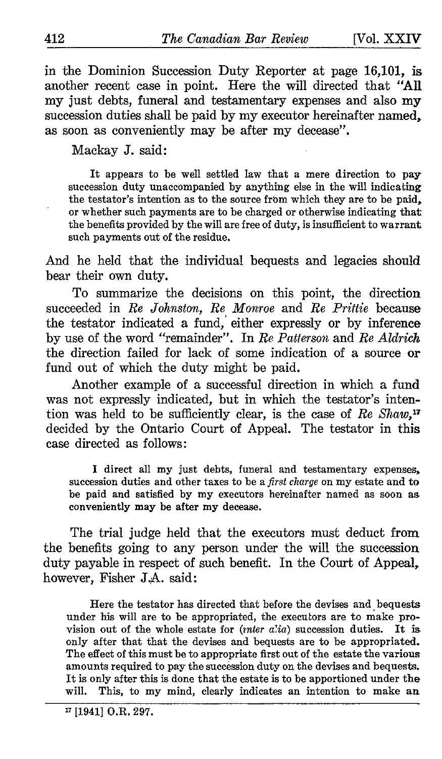in the Dominion Succession Duty Reporter at page 16,101, is another recent case in point. Here the will directed that "All my just debts, funeral and testamentary expenses and also my succession duties shall be paid by my executor hereinafter named, as soon as conveniently may be after my decease".

Mackay J. said:

> It appears to be well settled law that a mere direction to pay succession duty unaccompanied by anything else in the will indicating the testator's intention as to the source from which they are to be paid, or whether such payments are to be charged or otherwise indicating that the benefits provided by the will are free of duty, is insufficient to warrant such payments out of the residue.

And he held that the individual bequests and legacies should bear their own duty.

To summarize the decisions on this point, the direction succeeded in *Re Johnston*, *Re Monroe* and *Re Prittie* because the testator indicated a fund, either expressly or by inference by use of the word "remainder". In *Re Patterson* and *Re Aldrich* the direction failed for lack of some indication of a source or fund out of which the duty might be paid.

Another example of a successful direction in which a fund was not expressly indicated, but in which the testator's intention was held to be sufficiently clear, is the case of *Re Shaw*,[17] decided by the Ontario Court of Appeal. The testator in this case directed as follows:

> I direct all my just debts, funeral and testamentary expenses, succession duties and other taxes to be a *first charge* on my estate and to be paid and satisfied by my executors hereinafter named as soon as conveniently may be after my decease.

The trial judge held that the executors must deduct from the benefits going to any person under the will the succession duty payable in respect of such benefit. In the Court of Appeal, however, Fisher J.A. said:

> Here the testator has directed that before the devises and bequests under his will are to be appropriated, the executors are to make provision out of the whole estate for (*inter alia*) succession duties. It is only after that that the devises and bequests are to be appropriated. The effect of this must be to appropriate first out of the estate the various amounts required to pay the succession duty on the devises and bequests. It is only after this is done that the estate is to be apportioned under the will. This, to my mind, clearly indicates an intention to make an

[17] [1941] O.R. 297.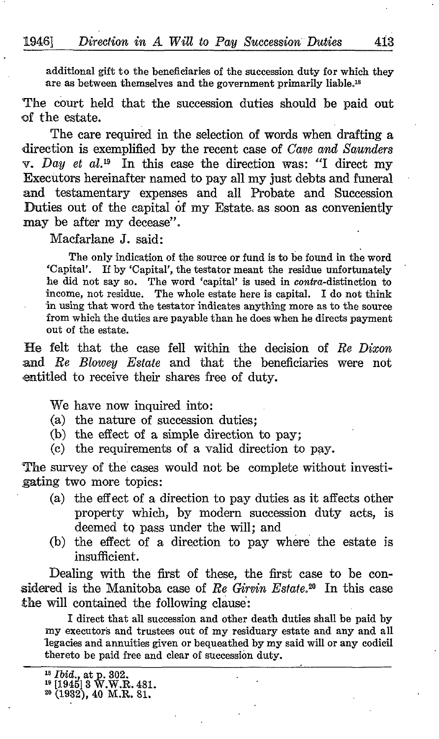additional gift to the beneficiaries of the succession duty for which they are as between themselves and the government primarily liable.[18]

The court held that the succession duties should be paid out of the estate.

The care required in the selection of words when drafting a direction is exemplified by the recent case of *Cave and Saunders* v. *Day et al.*[19] In this case the direction was: "I direct my Executors hereinafter named to pay all my just debts and funeral and testamentary expenses and all Probate and Succession Duties out of the capital of my Estate, as soon as conveniently may be after my decease".

Macfarlane J. said:

> The only indication of the source or fund is to be found in the word 'Capital'. If by 'Capital', the testator meant the residue unfortunately he did not say so. The word 'capital' is used in *contra*-distinction to income, not residue. The whole estate here is capital. I do not think in using that word the testator indicates anything more as to the source from which the duties are payable than he does when he directs payment out of the estate.

He felt that the case fell within the decision of *Re Dixon* and *Re Blowey Estate* and that the beneficiaries were not entitled to receive their shares free of duty.

We have now inquired into:

(a) the nature of succession duties;
(b) the effect of a simple direction to pay;
(c) the requirements of a valid direction to pay.

The survey of the cases would not be complete without investigating two more topics:

(a) the effect of a direction to pay duties as it affects other property which, by modern succession duty acts, is deemed to pass under the will; and
(b) the effect of a direction to pay where the estate is insufficient.

Dealing with the first of these, the first case to be considered is the Manitoba case of *Re Girvin Estate.*[20] In this case the will contained the following clause:

> I direct that all succession and other death duties shall be paid by my executors and trustees out of my residuary estate and any and all legacies and annuities given or bequeathed by my said will or any codicil thereto be paid free and clear of succession duty.

---

[18] *Ibid.*, at p. 302.
[19] [1945] 3 W.W.R. 481.
[20] (1932), 40 M.R. 81.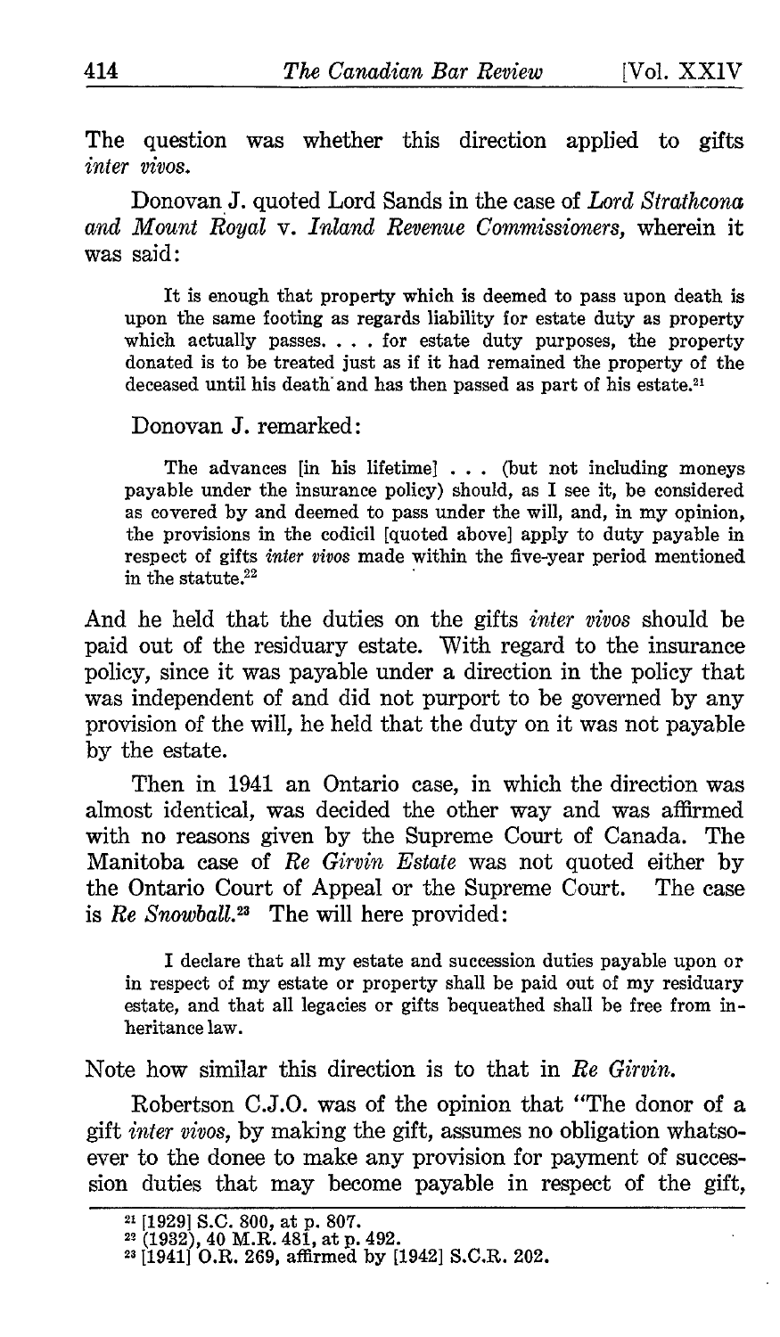The question was whether this direction applied to gifts *inter vivos*.

Donovan J. quoted Lord Sands in the case of *Lord Strathcona and Mount Royal* v. *Inland Revenue Commissioners*, wherein it was said:

> It is enough that property which is deemed to pass upon death is upon the same footing as regards liability for estate duty as property which actually passes. . . . for estate duty purposes, the property donated is to be treated just as if it had remained the property of the deceased until his death and has then passed as part of his estate.[21]

Donovan J. remarked:

> The advances [in his lifetime] . . . (but not including moneys payable under the insurance policy) should, as I see it, be considered as covered by and deemed to pass under the will, and, in my opinion, the provisions in the codicil [quoted above] apply to duty payable in respect of gifts *inter vivos* made within the five-year period mentioned in the statute.[22]

And he held that the duties on the gifts *inter vivos* should be paid out of the residuary estate. With regard to the insurance policy, since it was payable under a direction in the policy that was independent of and did not purport to be governed by any provision of the will, he held that the duty on it was not payable by the estate.

Then in 1941 an Ontario case, in which the direction was almost identical, was decided the other way and was affirmed with no reasons given by the Supreme Court of Canada. The Manitoba case of *Re Girvin Estate* was not quoted either by the Ontario Court of Appeal or the Supreme Court. The case is *Re Snowball*.[23] The will here provided:

> I declare that all my estate and succession duties payable upon or in respect of my estate or property shall be paid out of my residuary estate, and that all legacies or gifts bequeathed shall be free from inheritance law.

Note how similar this direction is to that in *Re Girvin*.

Robertson C.J.O. was of the opinion that "The donor of a gift *inter vivos*, by making the gift, assumes no obligation whatsoever to the donee to make any provision for payment of succession duties that may become payable in respect of the gift,

---

[21] [1929] S.C. 800, at p. 807.

[22] (1932), 40 M.R. 481, at p. 492.

[23] [1941] O.R. 269, affirmed by [1942] S.C.R. 202.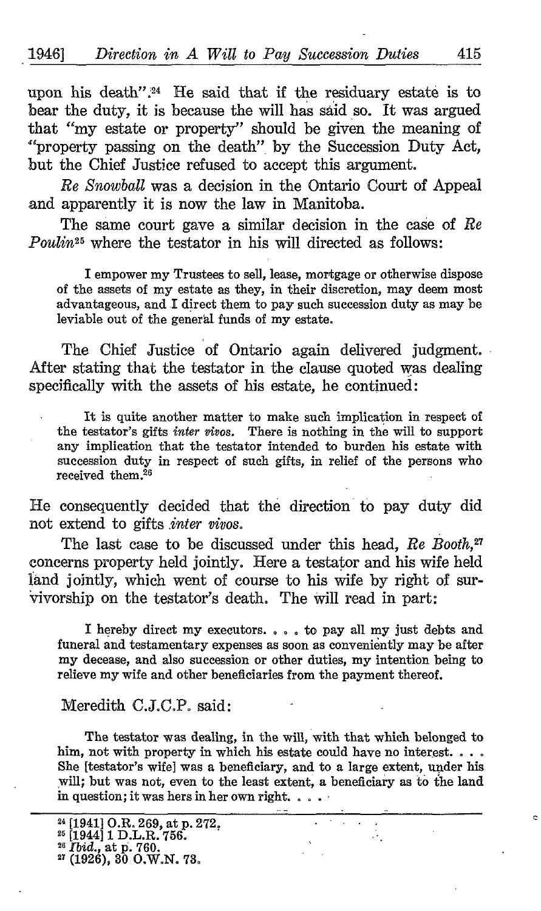upon his death".[24] He said that if the residuary estate is to bear the duty, it is because the will has said so. It was argued that "my estate or property" should be given the meaning of "property passing on the death" by the Succession Duty Act, but the Chief Justice refused to accept this argument.

*Re Snowball* was a decision in the Ontario Court of Appeal and apparently it is now the law in Manitoba.

The same court gave a similar decision in the case of *Re Poulin*[25] where the testator in his will directed as follows:

> I empower my Trustees to sell, lease, mortgage or otherwise dispose of the assets of my estate as they, in their discretion, may deem most advantageous, and I direct them to pay such succession duty as may be leviable out of the general funds of my estate.

The Chief Justice of Ontario again delivered judgment. After stating that the testator in the clause quoted was dealing specifically with the assets of his estate, he continued:

> It is quite another matter to make such implication in respect of the testator's gifts *inter vivos*. There is nothing in the will to support any implication that the testator intended to burden his estate with succession duty in respect of such gifts, in relief of the persons who received them.[26]

He consequently decided that the direction to pay duty did not extend to gifts *inter vivos*.

The last case to be discussed under this head, *Re Booth*,[27] concerns property held jointly. Here a testator and his wife held land jointly, which went of course to his wife by right of survivorship on the testator's death. The will read in part:

> I hereby direct my executors. . . . to pay all my just debts and funeral and testamentary expenses as soon as conveniently may be after my decease, and also succession or other duties, my intention being to relieve my wife and other beneficiaries from the payment thereof.

Meredith C.J.C.P. said:

> The testator was dealing, in the will, with that which belonged to him, not with property in which his estate could have no interest. . . . She [testator's wife] was a beneficiary, and to a large extent, under his will; but was not, even to the least extent, a beneficiary as to the land in question; it was hers in her own right. . . .

---

[24] [1941] O.R. 269, at p. 272.
[25] [1944] 1 D.L.R. 756.
[26] *Ibid.*, at p. 760.
[27] (1926), 30 O.W.N. 73.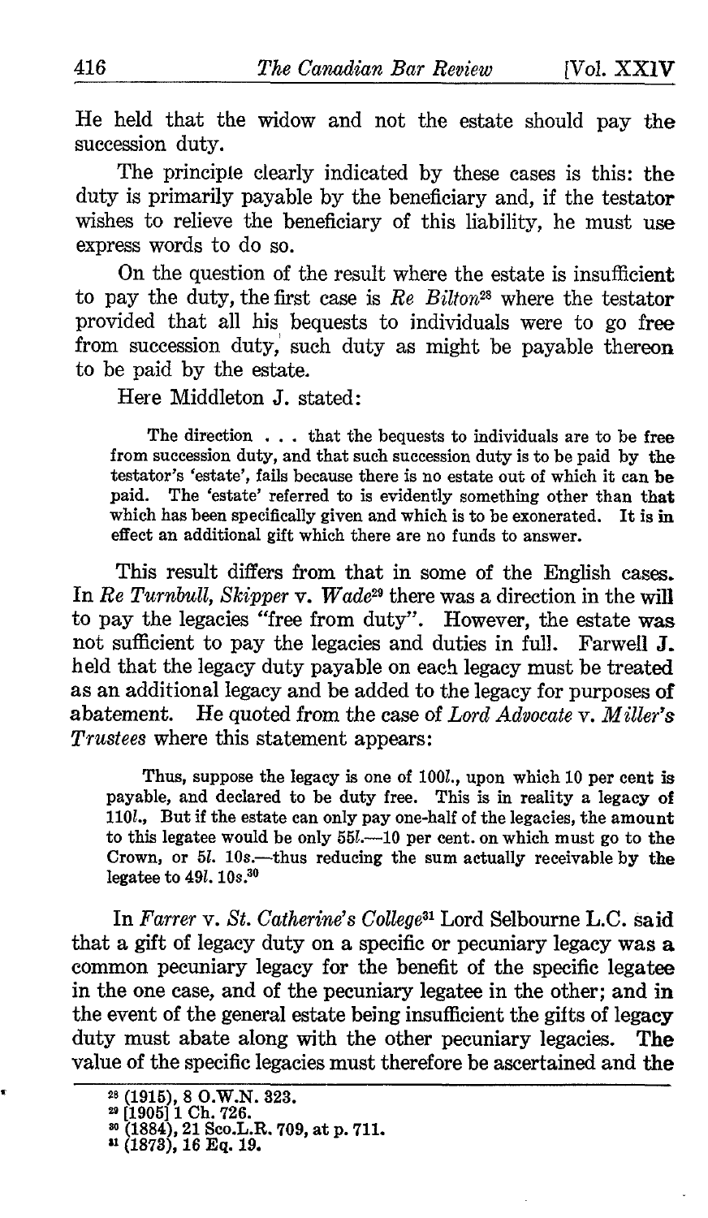He held that the widow and not the estate should pay the succession duty.

The principle clearly indicated by these cases is this: the duty is primarily payable by the beneficiary and, if the testator wishes to relieve the beneficiary of this liability, he must use express words to do so.

On the question of the result where the estate is insufficient to pay the duty, the first case is *Re Bilton*[28] where the testator provided that all his bequests to individuals were to go free from succession duty, such duty as might be payable thereon to be paid by the estate.

Here Middleton J. stated:

> The direction . . . that the bequests to individuals are to be free from succession duty, and that such succession duty is to be paid by the testator's 'estate', fails because there is no estate out of which it can be paid. The 'estate' referred to is evidently something other than that which has been specifically given and which is to be exonerated. It is in effect an additional gift which there are no funds to answer.

This result differs from that in some of the English cases. In *Re Turnbull, Skipper* v. *Wade*[29] there was a direction in the will to pay the legacies "free from duty". However, the estate was not sufficient to pay the legacies and duties in full. Farwell J. held that the legacy duty payable on each legacy must be treated as an additional legacy and be added to the legacy for purposes of abatement. He quoted from the case of *Lord Advocate* v. *Miller's Trustees* where this statement appears:

> Thus, suppose the legacy is one of 100*l*., upon which 10 per cent is payable, and declared to be duty free. This is in reality a legacy of 110*l*., But if the estate can only pay one-half of the legacies, the amount to this legatee would be only 55*l*.—10 per cent. on which must go to the Crown, or 5*l*. 10*s*.—thus reducing the sum actually receivable by the legatee to 49*l*. 10*s*.[30]

In *Farrer* v. *St. Catherine's College*[31] Lord Selbourne L.C. said that a gift of legacy duty on a specific or pecuniary legacy was a common pecuniary legacy for the benefit of the specific legatee in the one case, and of the pecuniary legatee in the other; and in the event of the general estate being insufficient the gifts of legacy duty must abate along with the other pecuniary legacies. The value of the specific legacies must therefore be ascertained and the

---

[28] (1915), 8 O.W.N. 323.
[29] [1905] 1 Ch. 726.
[30] (1884), 21 Sco.L.R. 709, at p. 711.
[31] (1873), 16 Eq. 19.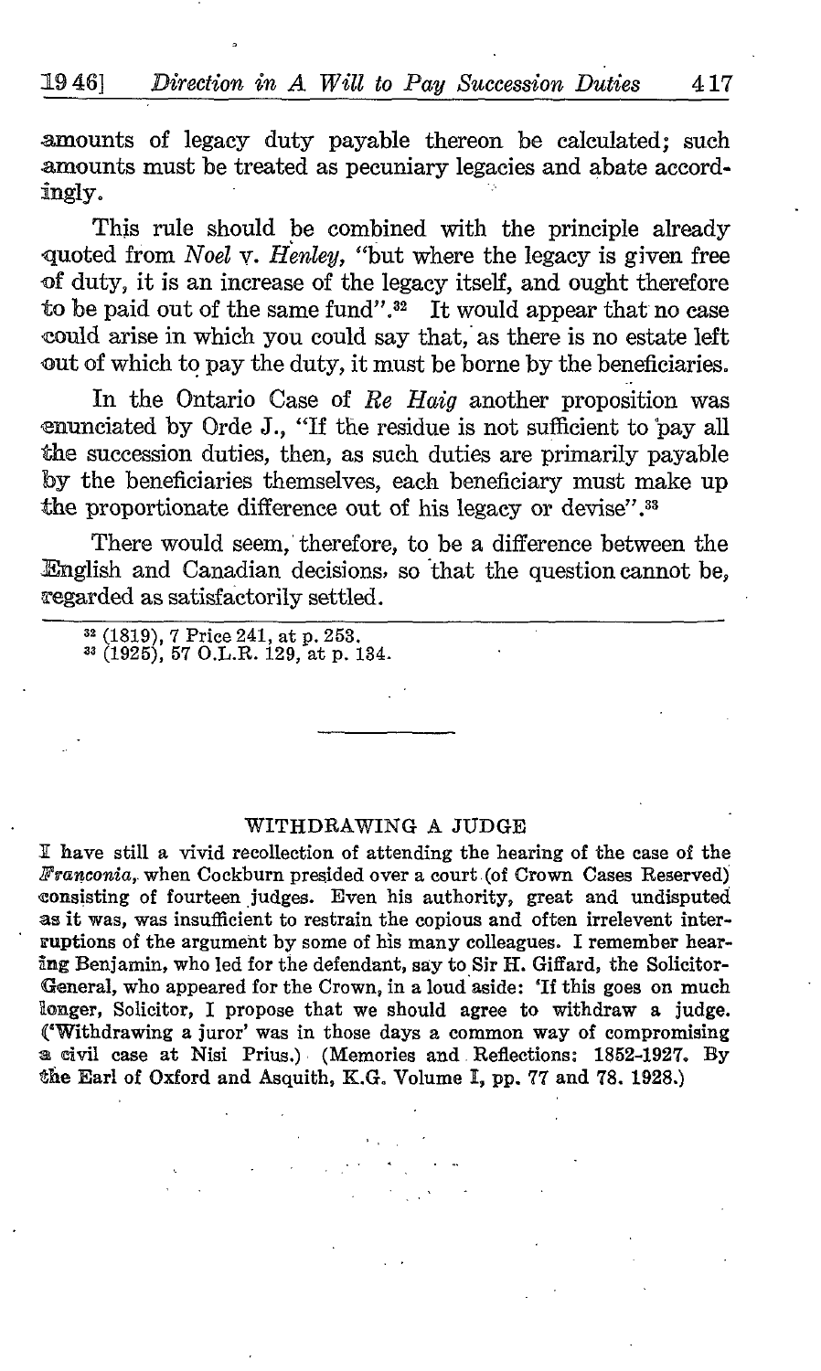amounts of legacy duty payable thereon be calculated; such amounts must be treated as pecuniary legacies and abate accordingly.

This rule should be combined with the principle already quoted from *Noel* v. *Henley*, "but where the legacy is given free of duty, it is an increase of the legacy itself, and ought therefore to be paid out of the same fund".[32] It would appear that no case could arise in which you could say that, as there is no estate left out of which to pay the duty, it must be borne by the beneficiaries.

In the Ontario Case of *Re Haig* another proposition was enunciated by Orde J., "If the residue is not sufficient to pay all the succession duties, then, as such duties are primarily payable by the beneficiaries themselves, each beneficiary must make up the proportionate difference out of his legacy or devise".[33]

There would seem, therefore, to be a difference between the English and Canadian decisions, so that the question cannot be regarded as satisfactorily settled.

[32] (1819), 7 Price 241, at p. 253.
[33] (1925), 57 O.L.R. 129, at p. 134.

---

## WITHDRAWING A JUDGE

I have still a vivid recollection of attending the hearing of the case of the *Franconia*, when Cockburn presided over a court (of Crown Cases Reserved) consisting of fourteen judges. Even his authority, great and undisputed as it was, was insufficient to restrain the copious and often irrelevent interruptions of the argument by some of his many colleagues. I remember hearing Benjamin, who led for the defendant, say to Sir H. Giffard, the Solicitor-General, who appeared for the Crown, in a loud aside: 'If this goes on much longer, Solicitor, I propose that we should agree to withdraw a judge. ('Withdrawing a juror' was in those days a common way of compromising a civil case at Nisi Prius.) (Memories and Reflections: 1852-1927. By the Earl of Oxford and Asquith, K.G. Volume I, pp. 77 and 78. 1928.)